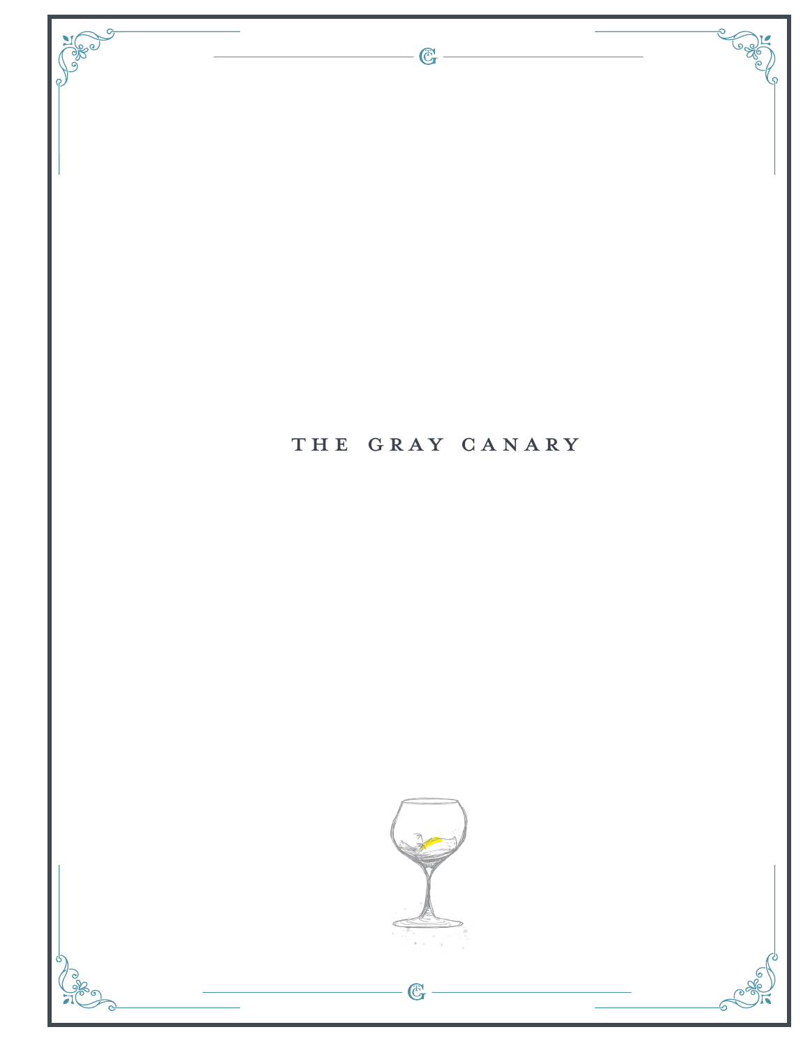# THE GRAY CANARY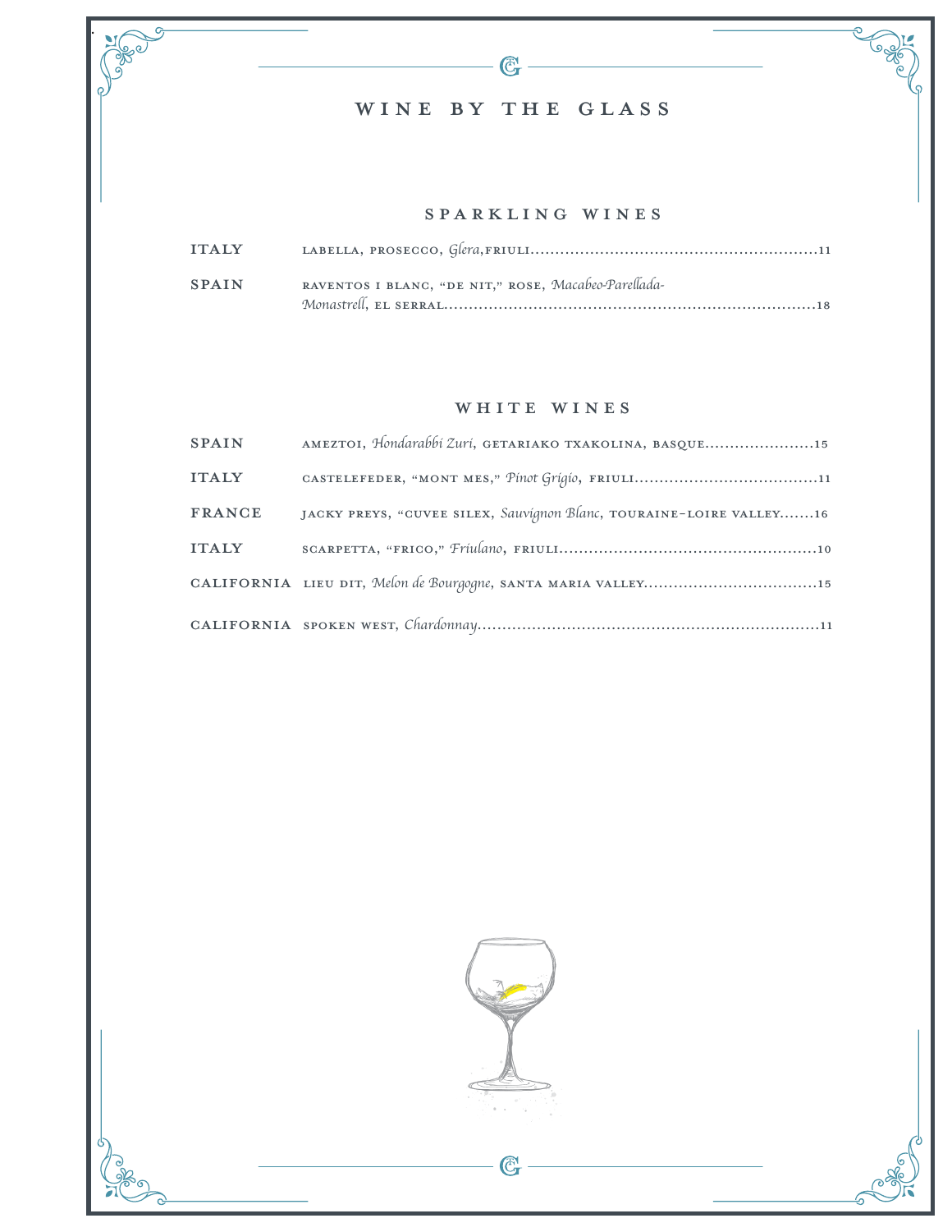# WINE BY THE GLASS

## SPARKLING WINES

| | | |
|---|---|---|
| ITALY | LABELLA, PROSECCO, *Glera*,FRIULI | 11 |
| SPAIN | RAVENTOS I BLANC, "DE NIT," ROSE, *Macabeo-Parellada-Monastrell*, EL SERRAL | 18 |

## WHITE WINES

| | | |
|---|---|---|
| SPAIN | AMEZTOI, *Hondarabbi Zuri*, GETARIAKO TXAKOLINA, BASQUE | 15 |
| ITALY | CASTELEFEDER, "MONT MES," *Pinot Grigio*, FRIULI | 11 |
| FRANCE | JACKY PREYS, "CUVEE SILEX, *Sauvignon Blanc*, TOURAINE-LOIRE VALLEY | 16 |
| ITALY | SCARPETTA, "FRICO," *Friulano*, FRIULI | 10 |
| CALIFORNIA | LIEU DIT, *Melon de Bourgogne*, SANTA MARIA VALLEY | 15 |
| CALIFORNIA | SPOKEN WEST, *Chardonnay* | 11 |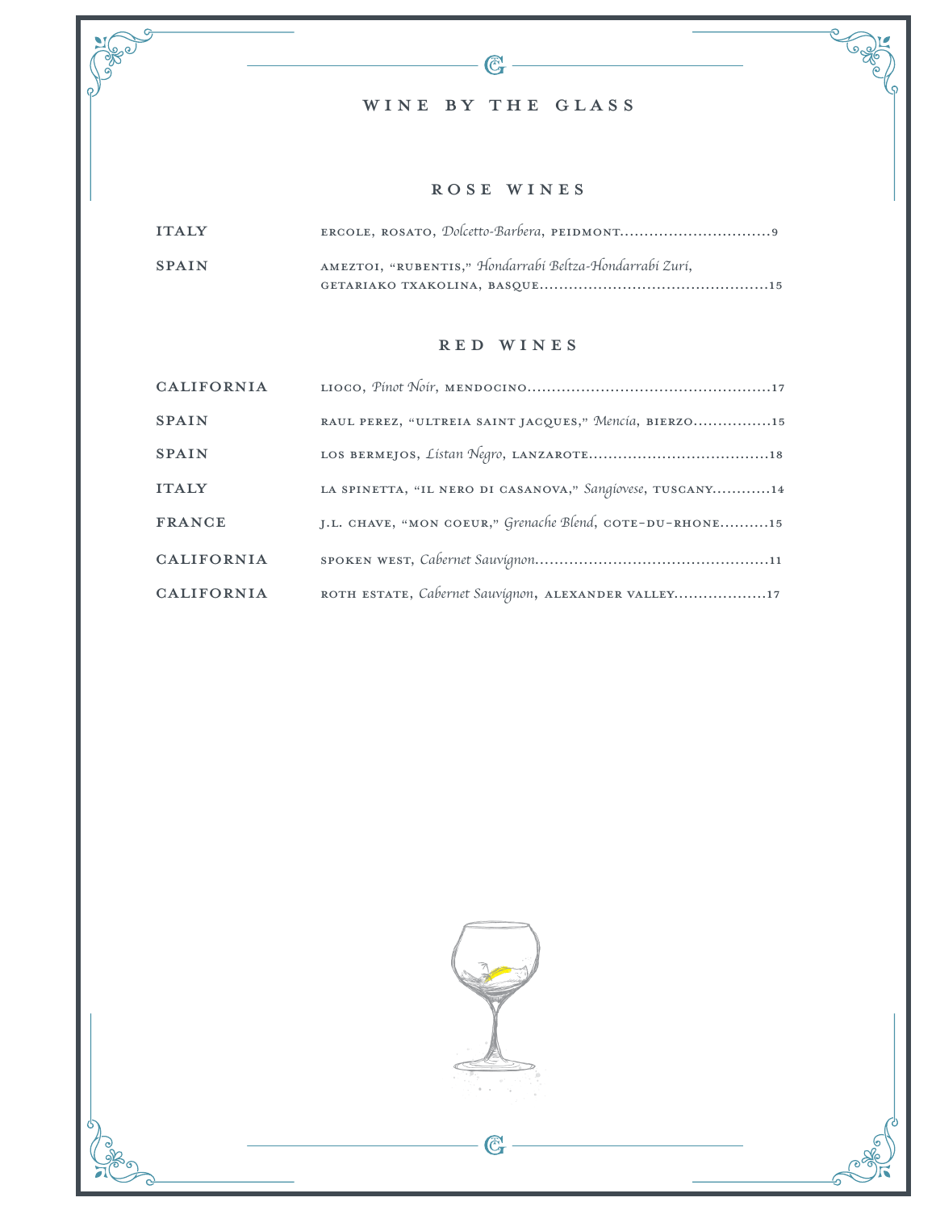# WINE BY THE GLASS

## ROSE WINES

| | | |
|---|---|---|
| ITALY | ERCOLE, ROSATO, *Dolcetto-Barbera*, PEIDMONT | 9 |
| SPAIN | AMEZTOI, "RUBENTIS," *Hondarrabi Beltza-Hondarrabi Zuri*, GETARIAKO TXAKOLINA, BASQUE | 15 |

## RED WINES

| | | |
|---|---|---|
| CALIFORNIA | LIOCO, *Pinot Noir*, MENDOCINO | 17 |
| SPAIN | RAUL PEREZ, "ULTREIA SAINT JACQUES," *Mencía*, BIERZO | 15 |
| SPAIN | LOS BERMEJOS, *Listan Negro*, LANZAROTE | 18 |
| ITALY | LA SPINETTA, "IL NERO DI CASANOVA," *Sangiovese*, TUSCANY | 14 |
| FRANCE | J.L. CHAVE, "MON COEUR," *Grenache Blend*, COTE-DU-RHONE | 15 |
| CALIFORNIA | SPOKEN WEST, *Cabernet Sauvignon* | 11 |
| CALIFORNIA | ROTH ESTATE, *Cabernet Sauvignon*, ALEXANDER VALLEY | 17 |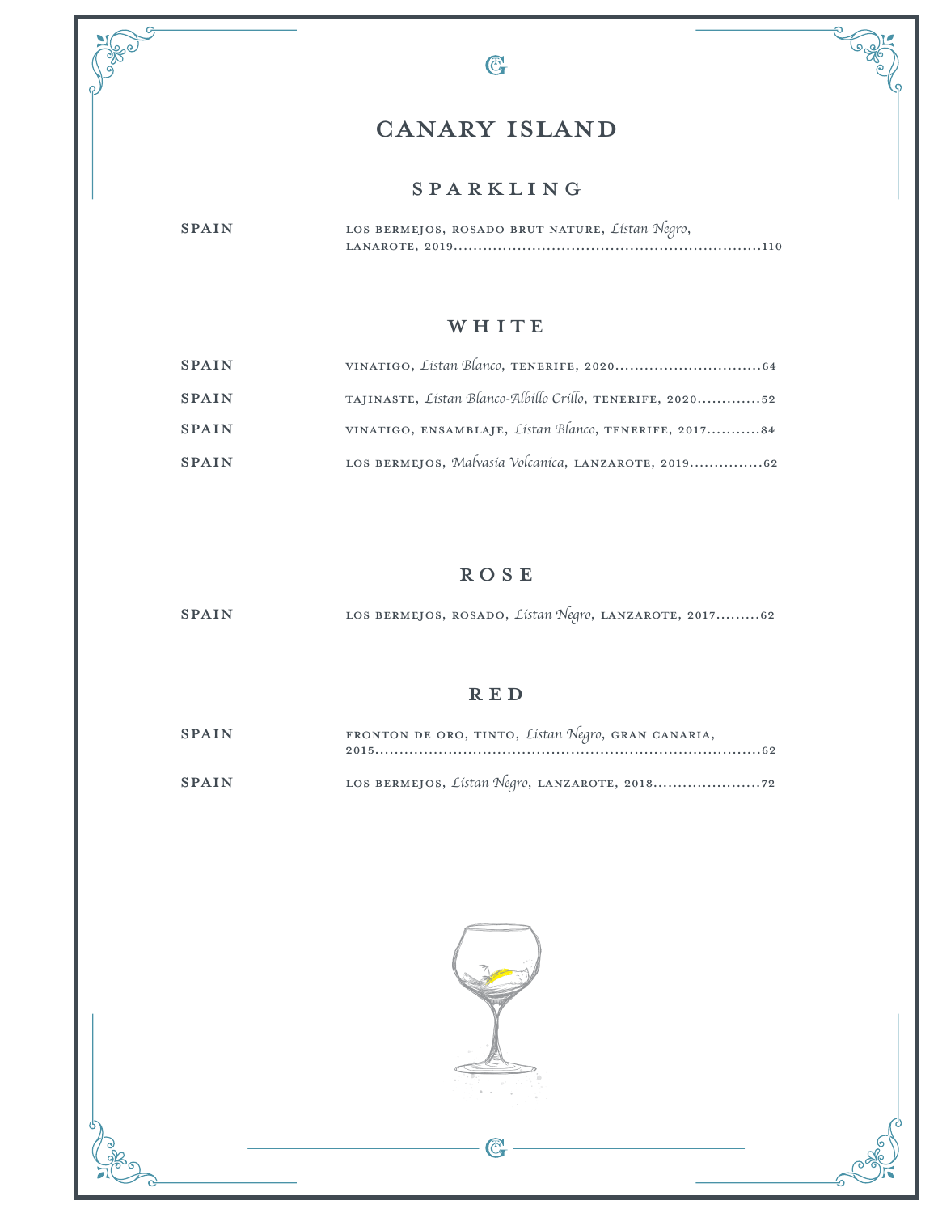# CANARY ISLAND

## SPARKLING

| | |
|---|---|
| SPAIN | LOS BERMEJOS, ROSADO BRUT NATURE, *Listan Negro*, LANAROTE, 2019 ....... 110 |

## WHITE

| | |
|---|---|
| SPAIN | VINATIGO, *Listan Blanco*, TENERIFE, 2020 ....... 64 |
| SPAIN | TAJINASTE, *Listan Blanco-Albillo Crillo*, TENERIFE, 2020 ....... 52 |
| SPAIN | VINATIGO, ENSAMBLAJE, *Listan Blanco*, TENERIFE, 2017 ....... 84 |
| SPAIN | LOS BERMEJOS, *Malvasia Volcanica*, LANZAROTE, 2019 ....... 62 |

## ROSE

| | |
|---|---|
| SPAIN | LOS BERMEJOS, ROSADO, *Listan Negro*, LANZAROTE, 2017 ....... 62 |

## RED

| | |
|---|---|
| SPAIN | FRONTON DE ORO, TINTO, *Listan Negro*, GRAN CANARIA, 2015 ....... 62 |
| SPAIN | LOS BERMEJOS, *Listan Negro*, LANZAROTE, 2018 ....... 72 |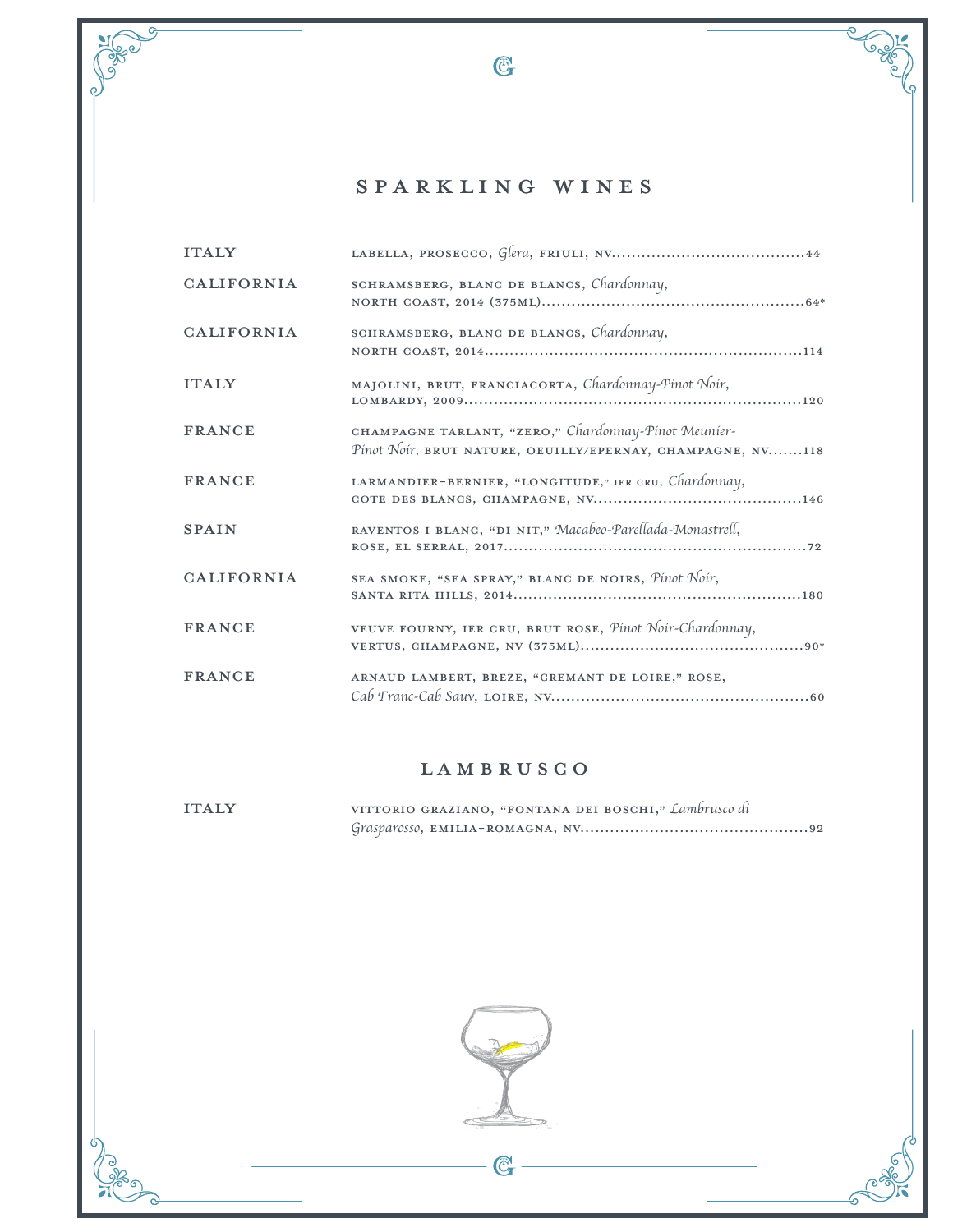## SPARKLING WINES

| | |
|---|---|
| ITALY | LABELLA, PROSECCO, *Glera*, FRIULI, NV.......44 |
| CALIFORNIA | SCHRAMSBERG, BLANC DE BLANCS, *Chardonnay*, NORTH COAST, 2014 (375ML).......64* |
| CALIFORNIA | SCHRAMSBERG, BLANC DE BLANCS, *Chardonnay*, NORTH COAST, 2014.......114 |
| ITALY | MAJOLINI, BRUT, FRANCIACORTA, *Chardonnay-Pinot Noir*, LOMBARDY, 2009.......120 |
| FRANCE | CHAMPAGNE TARLANT, "ZERO," *Chardonnay-Pinot Meunier-Pinot Noir*, BRUT NATURE, OEUILLY/EPERNAY, CHAMPAGNE, NV.......118 |
| FRANCE | LARMANDIER-BERNIER, "LONGITUDE," 1ER CRU, *Chardonnay*, COTE DES BLANCS, CHAMPAGNE, NV.......146 |
| SPAIN | RAVENTOS I BLANC, "DI NIT," *Macabeo-Parellada-Monastrell*, ROSE, EL SERRAL, 2017.......72 |
| CALIFORNIA | SEA SMOKE, "SEA SPRAY," BLANC DE NOIRS, *Pinot Noir*, SANTA RITA HILLS, 2014.......180 |
| FRANCE | VEUVE FOURNY, 1ER CRU, BRUT ROSE, *Pinot Noir-Chardonnay*, VERTUS, CHAMPAGNE, NV (375ML).......90* |
| FRANCE | ARNAUD LAMBERT, BREZE, "CREMANT DE LOIRE," ROSE, *Cab Franc-Cab Sauv*, LOIRE, NV.......60 |

## LAMBRUSCO

| | |
|---|---|
| ITALY | VITTORIO GRAZIANO, "FONTANA DEI BOSCHI," *Lambrusco di Grasparosso*, EMILIA-ROMAGNA, NV.......92 |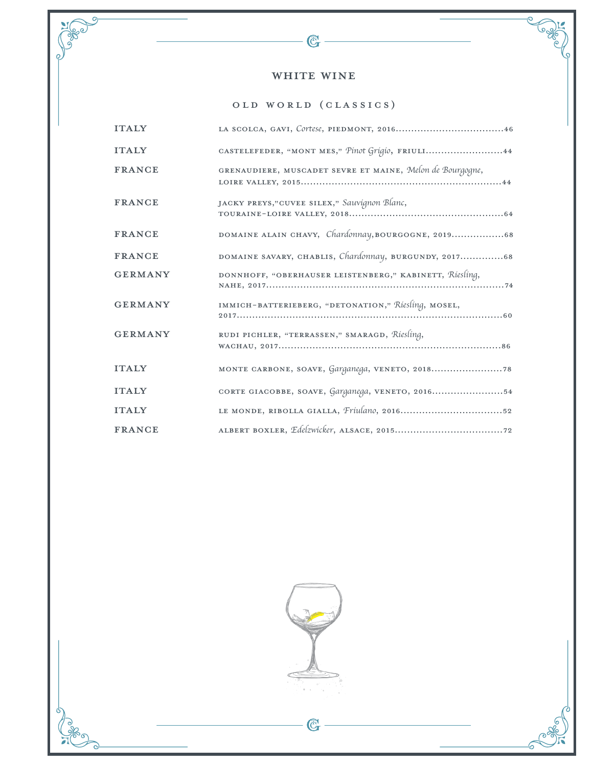# WHITE WINE

## OLD WORLD (CLASSICS)

| Country | Wine | Price |
|---|---|---|
| ITALY | LA SCOLCA, GAVI, *Cortese*, PIEDMONT, 2016 | 46 |
| ITALY | CASTELEFEDER, "MONT MES," *Pinot Grigio*, FRIULI | 44 |
| FRANCE | GRENAUDIERE, MUSCADET SEVRE ET MAINE, *Melon de Bourgogne*, LOIRE VALLEY, 2015 | 44 |
| FRANCE | JACKY PREYS, "CUVEE SILEX," *Sauvignon Blanc*, TOURAINE-LOIRE VALLEY, 2018 | 64 |
| FRANCE | DOMAINE ALAIN CHAVY, *Chardonnay*, BOURGOGNE, 2019 | 68 |
| FRANCE | DOMAINE SAVARY, CHABLIS, *Chardonnay*, BURGUNDY, 2017 | 68 |
| GERMANY | DONNHOFF, "OBERHAUSER LEISTENBERG," KABINETT, *Riesling*, NAHE, 2017 | 74 |
| GERMANY | IMMICH-BATTERIEBERG, "DETONATION," *Riesling*, MOSEL, 2017 | 60 |
| GERMANY | RUDI PICHLER, "TERRASSEN," SMARAGD, *Riesling*, WACHAU, 2017 | 86 |
| ITALY | MONTE CARBONE, SOAVE, *Garganega*, VENETO, 2018 | 78 |
| ITALY | CORTE GIACOBBE, SOAVE, *Garganega*, VENETO, 2016 | 54 |
| ITALY | LE MONDE, RIBOLLA GIALLA, *Friulano*, 2016 | 52 |
| FRANCE | ALBERT BOXLER, *Edelzwicker*, ALSACE, 2015 | 72 |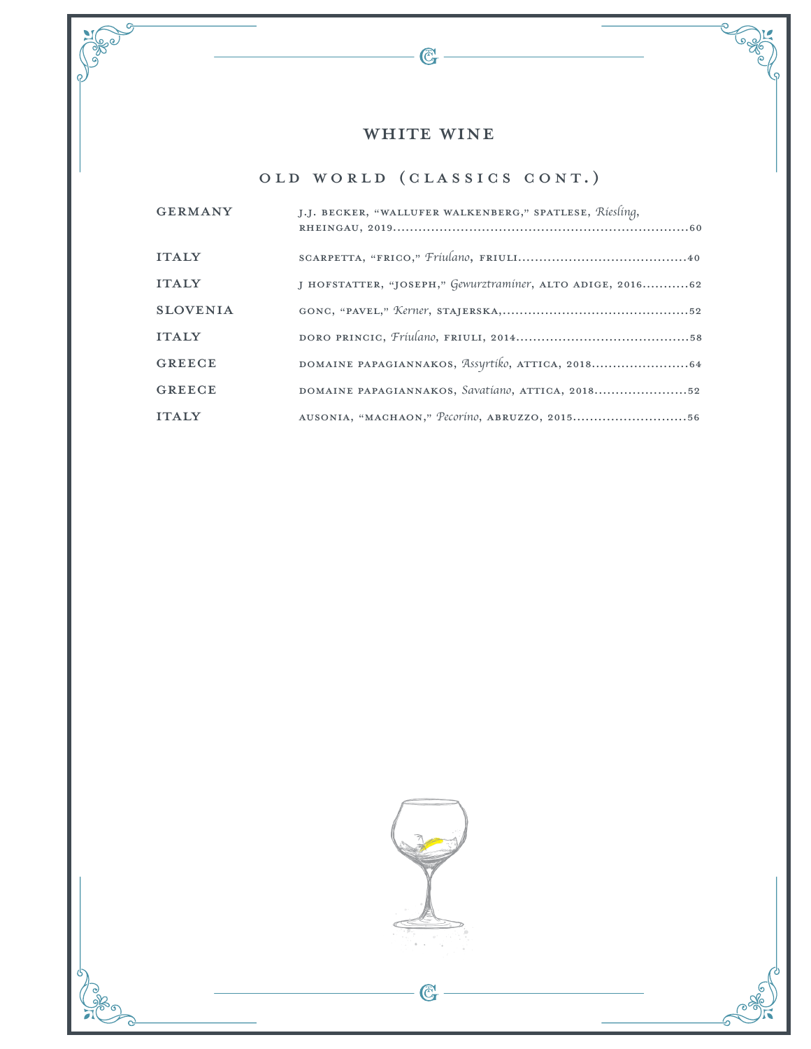# WHITE WINE

## OLD WORLD (CLASSICS CONT.)

| | |
|---|---|
| GERMANY | J.J. BECKER, "WALLUFER WALKENBERG," SPATLESE, *Riesling*, RHEINGAU, 2019......60 |
| ITALY | SCARPETTA, "FRICO," *Friulano*, FRIULI......40 |
| ITALY | J HOFSTATTER, "JOSEPH," *Gewurztraminer*, ALTO ADIGE, 2016......62 |
| SLOVENIA | GONC, "PAVEL," *Kerner*, STAJERSKA,......52 |
| ITALY | DORO PRINCIC, *Friulano*, FRIULI, 2014......58 |
| GREECE | DOMAINE PAPAGIANNAKOS, *Assyrtiko*, ATTICA, 2018......64 |
| GREECE | DOMAINE PAPAGIANNAKOS, *Savatiano*, ATTICA, 2018......52 |
| ITALY | AUSONIA, "MACHAON," *Pecorino*, ABRUZZO, 2015......56 |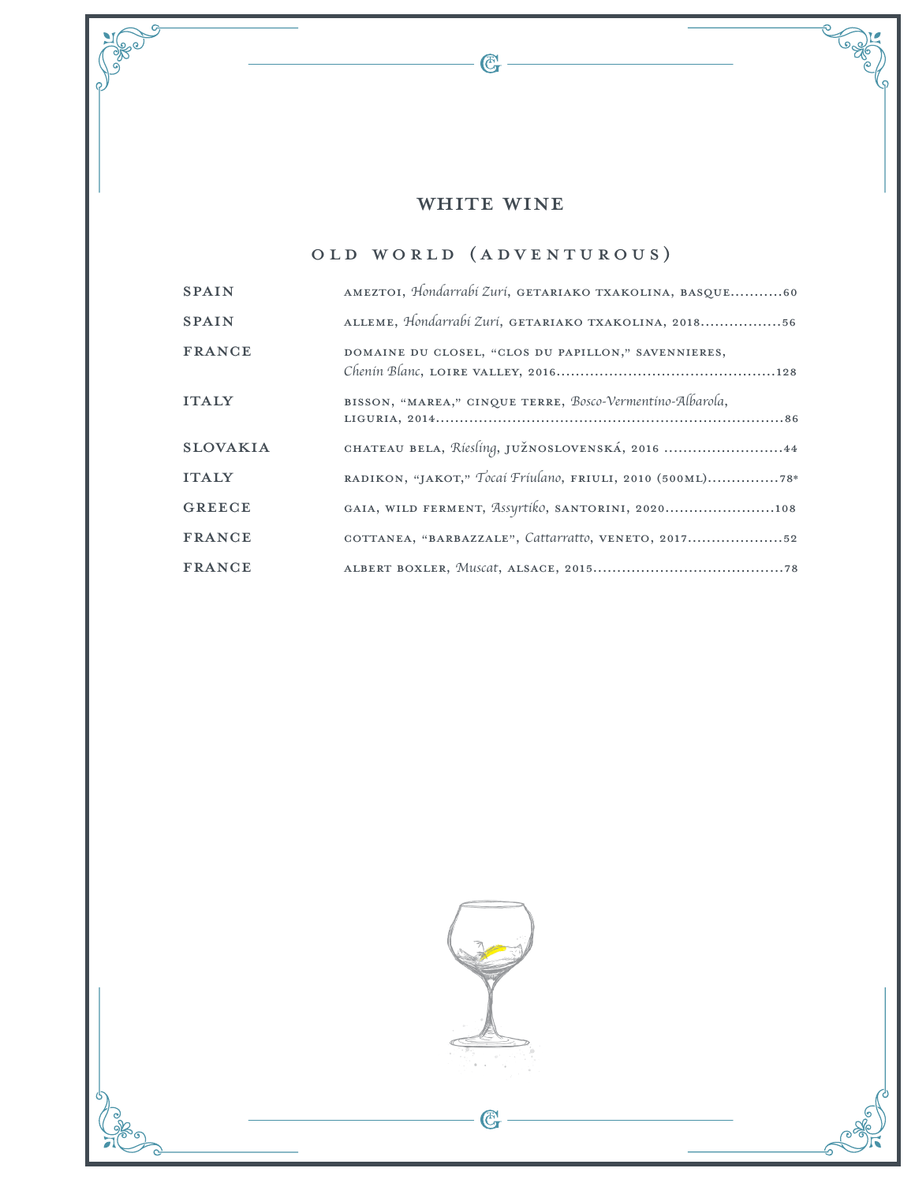# WHITE WINE

## OLD WORLD (ADVENTUROUS)

| | | |
|---|---|---|
| SPAIN | AMEZTOI, *Hondarrabi Zuri*, GETARIAKO TXAKOLINA, BASQUE | 60 |
| SPAIN | ALLEME, *Hondarrabi Zuri*, GETARIAKO TXAKOLINA, 2018 | 56 |
| FRANCE | DOMAINE DU CLOSEL, "CLOS DU PAPILLON," SAVENNIERES, *Chenin Blanc*, LOIRE VALLEY, 2016 | 128 |
| ITALY | BISSON, "MAREA," CINQUE TERRE, *Bosco-Vermentino-Albarola*, LIGURIA, 2014 | 86 |
| SLOVAKIA | CHATEAU BELA, *Riesling*, JUŽNOSLOVENSKÁ, 2016 | 44 |
| ITALY | RADIKON, "JAKOT," *Tocai Friulano*, FRIULI, 2010 (500ML) | 78* |
| GREECE | GAIA, WILD FERMENT, *Assyrtiko*, SANTORINI, 2020 | 108 |
| FRANCE | COTTANEA, "BARBAZZALE", *Cattarratto*, VENETO, 2017 | 52 |
| FRANCE | ALBERT BOXLER, *Muscat*, ALSACE, 2015 | 78 |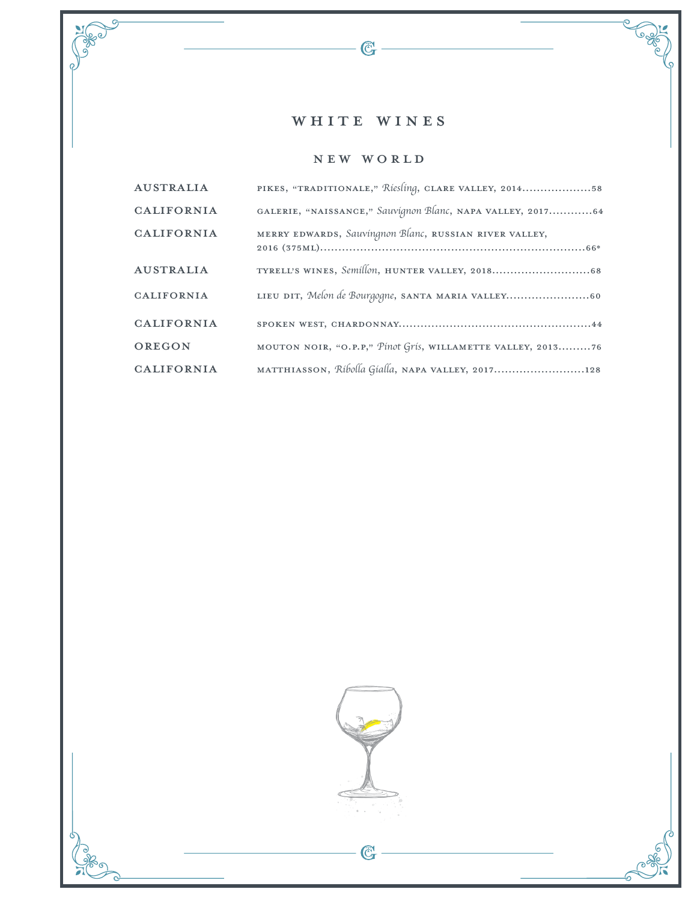# WHITE WINES

## NEW WORLD

| | | |
|---|---|---|
| AUSTRALIA | PIKES, "TRADITIONALE," *Riesling*, CLARE VALLEY, 2014 | 58 |
| CALIFORNIA | GALERIE, "NAISSANCE," *Sauvignon Blanc*, NAPA VALLEY, 2017 | 64 |
| CALIFORNIA | MERRY EDWARDS, *Sauvingnon Blanc*, RUSSIAN RIVER VALLEY, 2016 (375ML) | 66* |
| AUSTRALIA | TYRELL'S WINES, *Semillon*, HUNTER VALLEY, 2018 | 68 |
| CALIFORNIA | LIEU DIT, *Melon de Bourgogne*, SANTA MARIA VALLEY | 60 |
| CALIFORNIA | SPOKEN WEST, CHARDONNAY | 44 |
| OREGON | MOUTON NOIR, "O.P.P," *Pinot Gris*, WILLAMETTE VALLEY, 2013 | 76 |
| CALIFORNIA | MATTHIASSON, *Ribolla Gialla*, NAPA VALLEY, 2017 | 128 |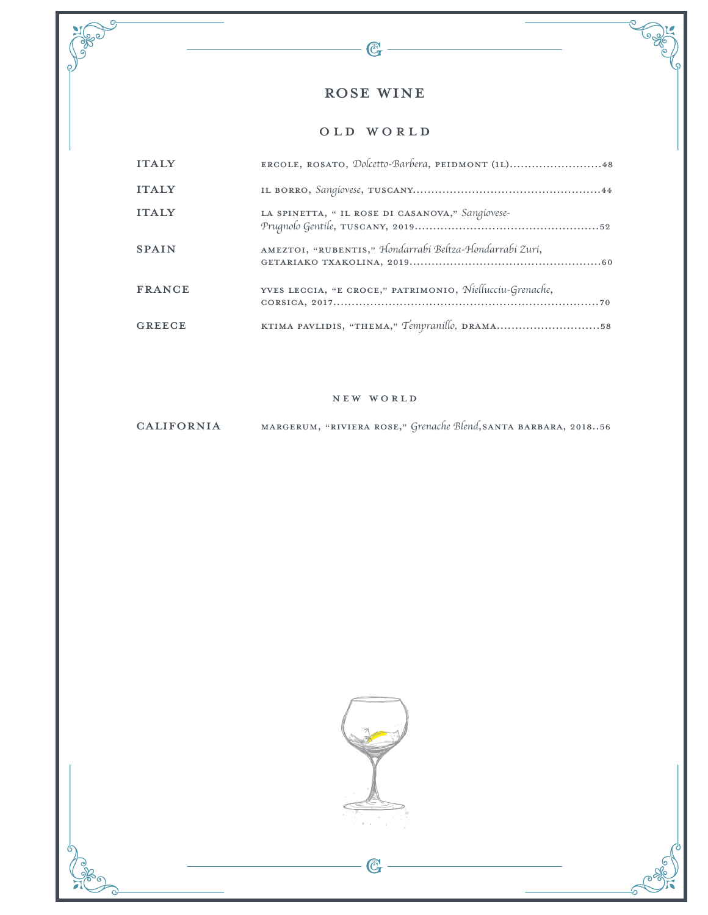# ROSE WINE

## OLD WORLD

| | | |
|---|---|---|
| ITALY | ERCOLE, ROSATO, *Dolcetto-Barbera*, PEIDMONT (1L) | 48 |
| ITALY | IL BORRO, *Sangiovese*, TUSCANY | 44 |
| ITALY | LA SPINETTA, " IL ROSE DI CASANOVA," *Sangiovese-Prugnolo Gentile*, TUSCANY, 2019 | 52 |
| SPAIN | AMEZTOI, "RUBENTIS," *Hondarrabi Beltza-Hondarrabi Zuri*, GETARIAKO TXAKOLINA, 2019 | 60 |
| FRANCE | YVES LECCIA, "E CROCE," PATRIMONIO, *Niellucciu-Grenache*, CORSICA, 2017 | 70 |
| GREECE | KTIMA PAVLIDIS, "THEMA," *Tempranillo*, DRAMA | 58 |

## NEW WORLD

| | | |
|---|---|---|
| CALIFORNIA | MARGERUM, "RIVIERA ROSE," *Grenache Blend*, SANTA BARBARA, 2018 | 56 |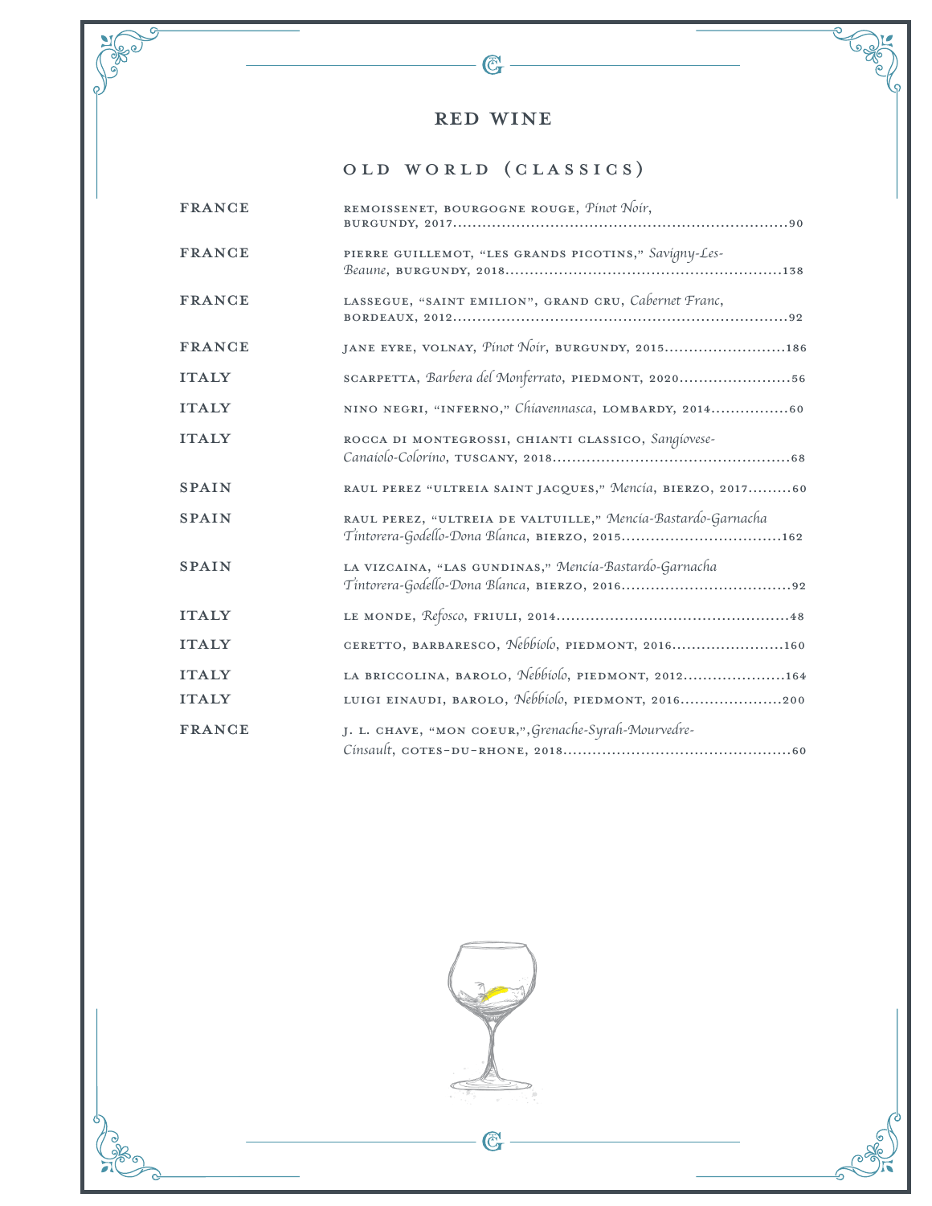# RED WINE

## OLD WORLD (CLASSICS)

| | |
|---|---|
| FRANCE | REMOISSENET, BOURGOGNE ROUGE, *Pinot Noir*, BURGUNDY, 2017.....90 |
| FRANCE | PIERRE GUILLEMOT, "LES GRANDS PICOTINS," *Savigny-Les-Beaune*, BURGUNDY, 2018.....138 |
| FRANCE | LASSEGUE, "SAINT EMILION", GRAND CRU, *Cabernet Franc*, BORDEAUX, 2012.....92 |
| FRANCE | JANE EYRE, VOLNAY, *Pinot Noir*, BURGUNDY, 2015.....186 |
| ITALY | SCARPETTA, *Barbera del Monferrato*, PIEDMONT, 2020.....56 |
| ITALY | NINO NEGRI, "INFERNO," *Chiavennasca*, LOMBARDY, 2014.....60 |
| ITALY | ROCCA DI MONTEGROSSI, CHIANTI CLASSICO, *Sangiovese-Canaiolo-Colorino*, TUSCANY, 2018.....68 |
| SPAIN | RAUL PEREZ "ULTREIA SAINT JACQUES," *Mencia*, BIERZO, 2017.....60 |
| SPAIN | RAUL PEREZ, "ULTREIA DE VALTUILLE," *Mencia-Bastardo-Garnacha Tintorera-Godello-Dona Blanca*, BIERZO, 2015.....162 |
| SPAIN | LA VIZCAINA, "LAS GUNDINAS," *Mencia-Bastardo-Garnacha Tintorera-Godello-Dona Blanca*, BIERZO, 2016.....92 |
| ITALY | LE MONDE, *Refosco*, FRIULI, 2014.....48 |
| ITALY | CERETTO, BARBARESCO, *Nebbiolo*, PIEDMONT, 2016.....160 |
| ITALY | LA BRICCOLINA, BAROLO, *Nebbiolo*, PIEDMONT, 2012.....164 |
| ITALY | LUIGI EINAUDI, BAROLO, *Nebbiolo*, PIEDMONT, 2016.....200 |
| FRANCE | J. L. CHAVE, "MON COEUR,",*Grenache-Syrah-Mourvedre-Cinsault*, COTES-DU-RHONE, 2018.....60 |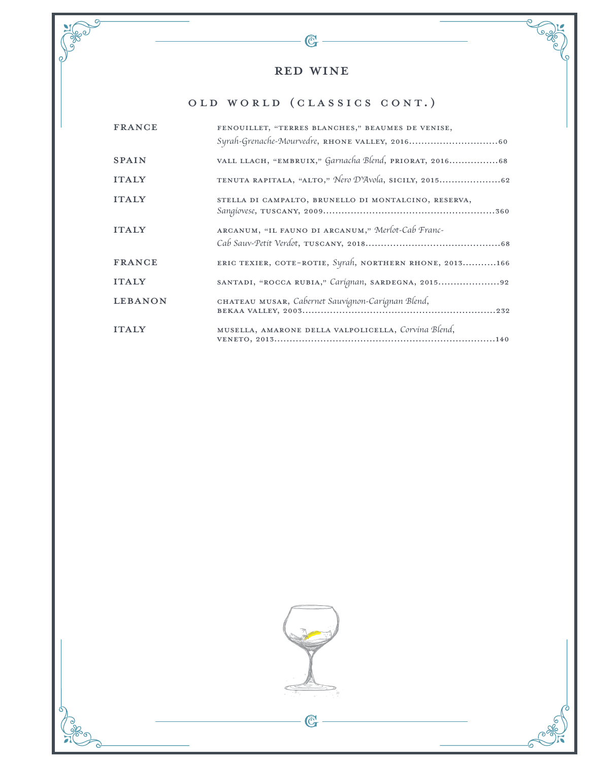# RED WINE

## OLD WORLD (CLASSICS CONT.)

| | | |
|---|---|---|
| FRANCE | FENOUILLET, "TERRES BLANCHES," BEAUMES DE VENISE, *Syrah-Grenache-Mourvedre*, RHONE VALLEY, 2016 | 60 |
| SPAIN | VALL LLACH, "EMBRUIX," *Garnacha Blend*, PRIORAT, 2016 | 68 |
| ITALY | TENUTA RAPITALA, "ALTO," *Nero D'Avola*, SICILY, 2015 | 62 |
| ITALY | STELLA DI CAMPALTO, BRUNELLO DI MONTALCINO, RESERVA, *Sangiovese*, TUSCANY, 2009 | 360 |
| ITALY | ARCANUM, "IL FAUNO DI ARCANUM," *Merlot-Cab Franc-Cab Sauv-Petit Verdot*, TUSCANY, 2018 | 68 |
| FRANCE | ERIC TEXIER, COTE-ROTIE, *Syrah*, NORTHERN RHONE, 2013 | 166 |
| ITALY | SANTADI, "ROCCA RUBIA," *Carignan*, SARDEGNA, 2015 | 92 |
| LEBANON | CHATEAU MUSAR, *Cabernet Sauvignon-Carignan Blend*, BEKAA VALLEY, 2003 | 232 |
| ITALY | MUSELLA, AMARONE DELLA VALPOLICELLA, *Corvina Blend*, VENETO, 2013 | 140 |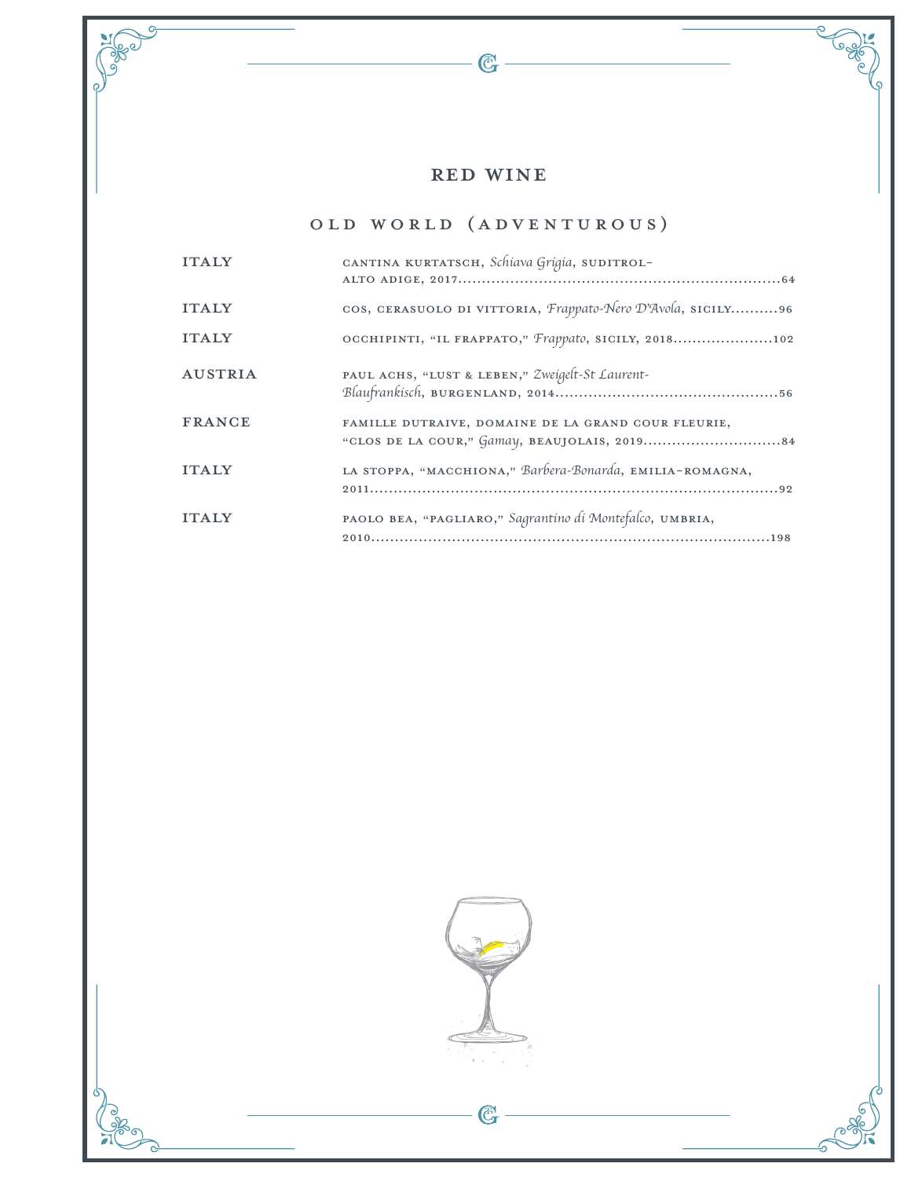# RED WINE

## OLD WORLD (ADVENTUROUS)

| | |
|---|---|
| ITALY | CANTINA KURTATSCH, *Schiava Grigia*, SUDITROL-ALTO ADIGE, 2017......64 |
| ITALY | COS, CERASUOLO DI VITTORIA, *Frappato-Nero D'Avola*, SICILY......96 |
| ITALY | OCCHIPINTI, "IL FRAPPATO," *Frappato*, SICILY, 2018......102 |
| AUSTRIA | PAUL ACHS, "LUST & LEBEN," *Zweigelt-St Laurent-Blaufrankisch*, BURGENLAND, 2014......56 |
| FRANCE | FAMILLE DUTRAIVE, DOMAINE DE LA GRAND COUR FLEURIE, "CLOS DE LA COUR," *Gamay*, BEAUJOLAIS, 2019......84 |
| ITALY | LA STOPPA, "MACCHIONA," *Barbera-Bonarda*, EMILIA-ROMAGNA, 2011......92 |
| ITALY | PAOLO BEA, "PAGLIARO," *Sagrantino di Montefalco*, UMBRIA, 2010......198 |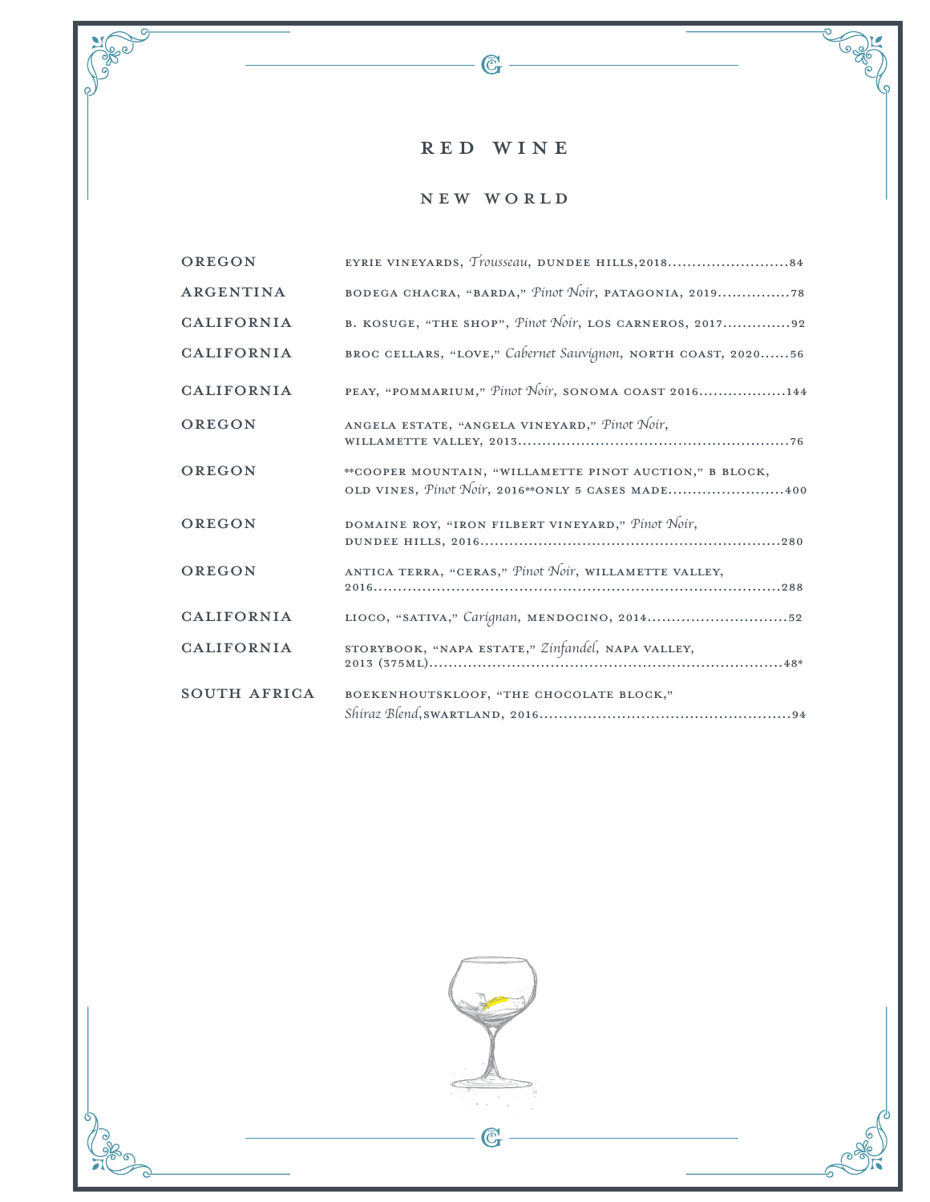# RED WINE

## NEW WORLD

| Region | Wine | Price |
|---|---|---|
| OREGON | EYRIE VINEYARDS, *Trousseau*, DUNDEE HILLS, 2018 | 84 |
| ARGENTINA | BODEGA CHACRA, "BARDA," *Pinot Noir*, PATAGONIA, 2019 | 78 |
| CALIFORNIA | B. KOSUGE, "THE SHOP", *Pinot Noir*, LOS CARNEROS, 2017 | 92 |
| CALIFORNIA | BROC CELLARS, "LOVE," *Cabernet Sauvignon*, NORTH COAST, 2020 | 56 |
| CALIFORNIA | PEAY, "POMMARIUM," *Pinot Noir*, SONOMA COAST 2016 | 144 |
| OREGON | ANGELA ESTATE, "ANGELA VINEYARD," *Pinot Noir*, WILLAMETTE VALLEY, 2013 | 76 |
| OREGON | **COOPER MOUNTAIN, "WILLAMETTE PINOT AUCTION," B BLOCK, OLD VINES, *Pinot Noir*, 2016**ONLY 5 CASES MADE | 400 |
| OREGON | DOMAINE ROY, "IRON FILBERT VINEYARD," *Pinot Noir*, DUNDEE HILLS, 2016 | 280 |
| OREGON | ANTICA TERRA, "CERAS," *Pinot Noir*, WILLAMETTE VALLEY, 2016 | 288 |
| CALIFORNIA | LIOCO, "SATIVA," *Carignan*, MENDOCINO, 2014 | 52 |
| CALIFORNIA | STORYBOOK, "NAPA ESTATE," *Zinfandel*, NAPA VALLEY, 2013 (375ML) | 48* |
| SOUTH AFRICA | BOEKENHOUTSKLOOF, "THE CHOCOLATE BLOCK," *Shiraz Blend*, SWARTLAND, 2016 | 94 |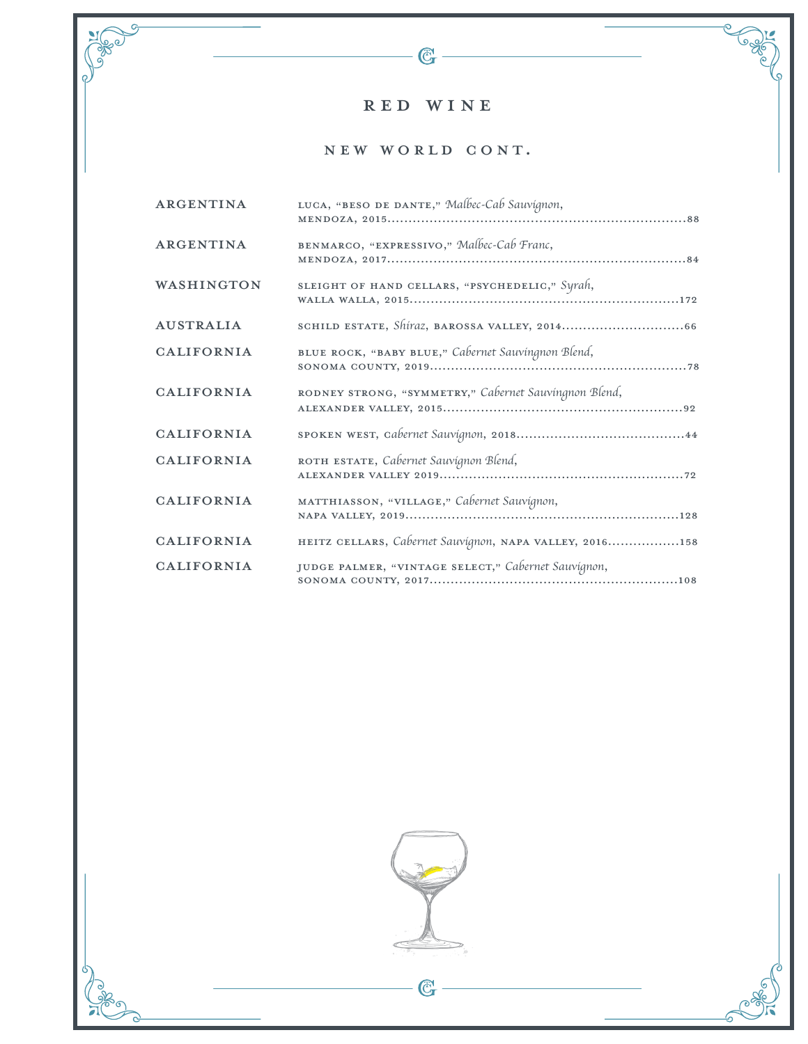# RED WINE

## NEW WORLD CONT.

| Region | Wine | Price |
|---|---|---|
| ARGENTINA | LUCA, "BESO DE DANTE," *Malbec-Cab Sauvignon*, MENDOZA, 2015 | 88 |
| ARGENTINA | BENMARCO, "EXPRESSIVO," *Malbec-Cab Franc*, MENDOZA, 2017 | 84 |
| WASHINGTON | SLEIGHT OF HAND CELLARS, "PSYCHEDELIC," *Syrah*, WALLA WALLA, 2015 | 172 |
| AUSTRALIA | SCHILD ESTATE, *Shiraz*, BAROSSA VALLEY, 2014 | 66 |
| CALIFORNIA | BLUE ROCK, "BABY BLUE," *Cabernet Sauvingnon Blend*, SONOMA COUNTY, 2019 | 78 |
| CALIFORNIA | RODNEY STRONG, "SYMMETRY," *Cabernet Sauvingnon Blend*, ALEXANDER VALLEY, 2015 | 92 |
| CALIFORNIA | SPOKEN WEST, *Cabernet Sauvignon*, 2018 | 44 |
| CALIFORNIA | ROTH ESTATE, *Cabernet Sauvignon Blend*, ALEXANDER VALLEY 2019 | 72 |
| CALIFORNIA | MATTHIASSON, "VILLAGE," *Cabernet Sauvignon*, NAPA VALLEY, 2019 | 128 |
| CALIFORNIA | HEITZ CELLARS, *Cabernet Sauvignon*, NAPA VALLEY, 2016 | 158 |
| CALIFORNIA | JUDGE PALMER, "VINTAGE SELECT," *Cabernet Sauvignon*, SONOMA COUNTY, 2017 | 108 |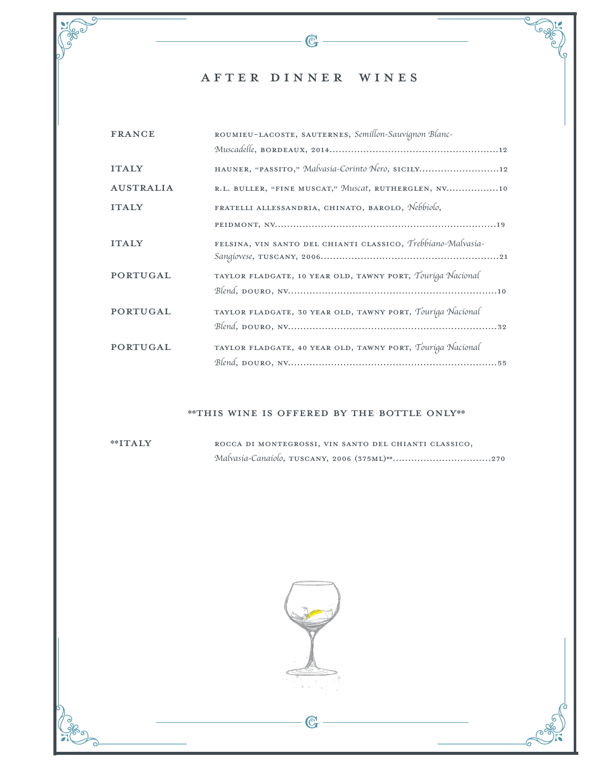# AFTER DINNER WINES

| | | |
|---|---|---|
| FRANCE | ROUMIEU-LACOSTE, SAUTERNES, *Semillon-Sauvignon Blanc-Muscadelle*, BORDEAUX, 2014 | 12 |
| ITALY | HAUNER, "PASSITO," *Malvasia-Corinto Nero*, SICILY | 12 |
| AUSTRALIA | R.L. BULLER, "FINE MUSCAT," *Muscat*, RUTHERGLEN, NV | 10 |
| ITALY | FRATELLI ALLESSANDRIA, CHINATO, BAROLO, *Nebbiolo*, PEIDMONT, NV | 19 |
| ITALY | FELSINA, VIN SANTO DEL CHIANTI CLASSICO, *Trebbiano-Malvasia-Sangiovese*, TUSCANY, 2006 | 21 |
| PORTUGAL | TAYLOR FLADGATE, 10 YEAR OLD, TAWNY PORT, *Touriga Nacional Blend*, DOURO, NV | 10 |
| PORTUGAL | TAYLOR FLADGATE, 30 YEAR OLD, TAWNY PORT, *Touriga Nacional Blend*, DOURO, NV | 32 |
| PORTUGAL | TAYLOR FLADGATE, 40 YEAR OLD, TAWNY PORT, *Touriga Nacional Blend*, DOURO, NV | 55 |

**THIS WINE IS OFFERED BY THE BOTTLE ONLY**

| | | |
|---|---|---|
| **ITALY | ROCCA DI MONTEGROSSI, VIN SANTO DEL CHIANTI CLASSICO, *Malvasia-Canaiolo*, TUSCANY, 2006 (375ML)** | 270 |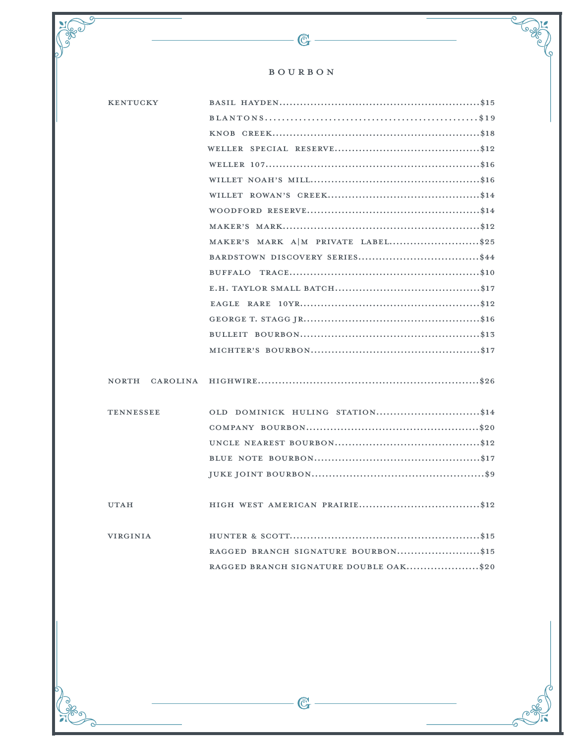# BOURBON

| Region | Bourbon | Price |
| --- | --- | --- |
| KENTUCKY | BASIL HAYDEN | $15 |
| | BLANTONS | $19 |
| | KNOB CREEK | $18 |
| | WELLER SPECIAL RESERVE | $12 |
| | WELLER 107 | $16 |
| | WILLET NOAH'S MILL | $16 |
| | WILLET ROWAN'S CREEK | $14 |
| | WOODFORD RESERVE | $14 |
| | MAKER'S MARK | $12 |
| | MAKER'S MARK A\|M PRIVATE LABEL | $25 |
| | BARDSTOWN DISCOVERY SERIES | $44 |
| | BUFFALO TRACE | $10 |
| | E.H. TAYLOR SMALL BATCH | $17 |
| | EAGLE RARE 10YR | $12 |
| | GEORGE T. STAGG JR | $16 |
| | BULLEIT BOURBON | $13 |
| | MICHTER'S BOURBON | $17 |
| NORTH CAROLINA | HIGHWIRE | $26 |
| TENNESSEE | OLD DOMINICK HULING STATION | $14 |
| | COMPANY BOURBON | $20 |
| | UNCLE NEAREST BOURBON | $12 |
| | BLUE NOTE BOURBON | $17 |
| | JUKE JOINT BOURBON | $9 |
| UTAH | HIGH WEST AMERICAN PRAIRIE | $12 |
| VIRGINIA | HUNTER & SCOTT | $15 |
| | RAGGED BRANCH SIGNATURE BOURBON | $15 |
| | RAGGED BRANCH SIGNATURE DOUBLE OAK | $20 |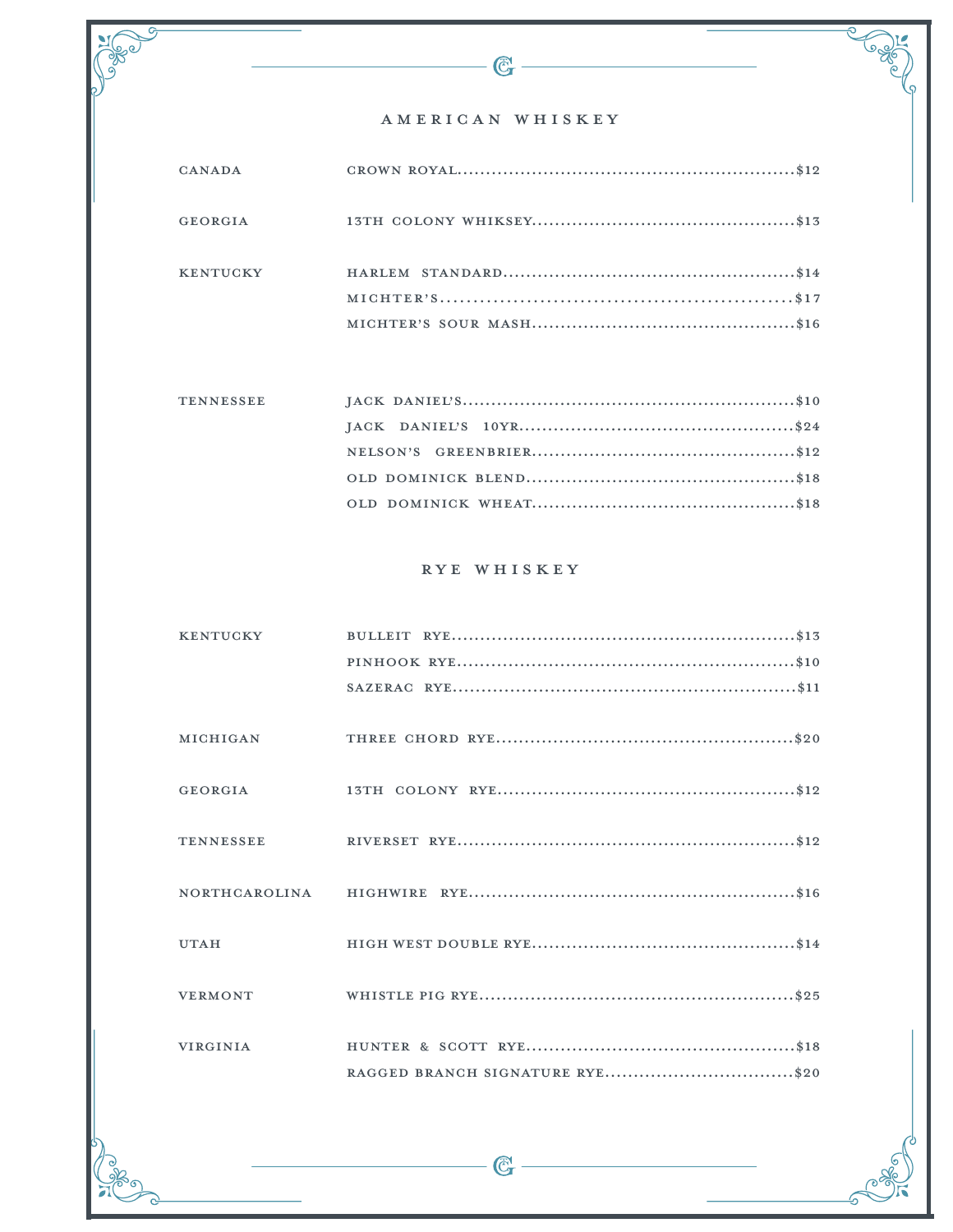## AMERICAN WHISKEY

| Region | Whiskey | Price |
|---|---|---|
| CANADA | CROWN ROYAL | $12 |
| GEORGIA | 13TH COLONY WHIKSEY | $13 |
| KENTUCKY | HARLEM STANDARD | $14 |
| | MICHTER'S | $17 |
| | MICHTER'S SOUR MASH | $16 |
| TENNESSEE | JACK DANIEL'S | $10 |
| | JACK DANIEL'S 10YR | $24 |
| | NELSON'S GREENBRIER | $12 |
| | OLD DOMINICK BLEND | $18 |
| | OLD DOMINICK WHEAT | $18 |

## RYE WHISKEY

| Region | Whiskey | Price |
|---|---|---|
| KENTUCKY | BULLEIT RYE | $13 |
| | PINHOOK RYE | $10 |
| | SAZERAC RYE | $11 |
| MICHIGAN | THREE CHORD RYE | $20 |
| GEORGIA | 13TH COLONY RYE | $12 |
| TENNESSEE | RIVERSET RYE | $12 |
| NORTHCAROLINA | HIGHWIRE RYE | $16 |
| UTAH | HIGH WEST DOUBLE RYE | $14 |
| VERMONT | WHISTLE PIG RYE | $25 |
| VIRGINIA | HUNTER & SCOTT RYE | $18 |
| | RAGGED BRANCH SIGNATURE RYE | $20 |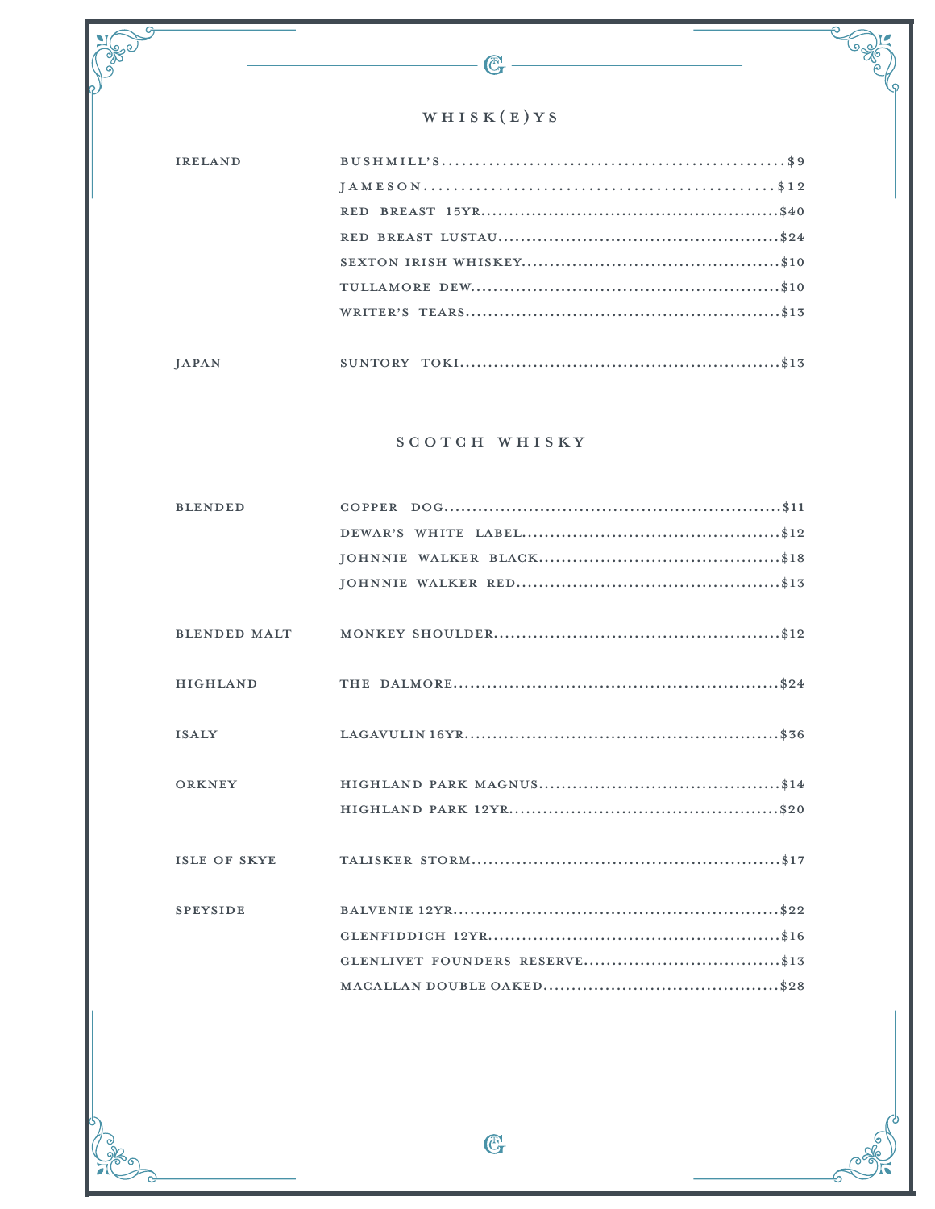## WHISK(E)YS

| Region | Whisk(e)y | Price |
|---|---|---|
| IRELAND | BUSHMILL'S | $9 |
| | JAMESON | $12 |
| | RED BREAST 15YR | $40 |
| | RED BREAST LUSTAU | $24 |
| | SEXTON IRISH WHISKEY | $10 |
| | TULLAMORE DEW | $10 |
| | WRITER'S TEARS | $13 |
| JAPAN | SUNTORY TOKI | $13 |

## SCOTCH WHISKY

| Region | Whisky | Price |
|---|---|---|
| BLENDED | COPPER DOG | $11 |
| | DEWAR'S WHITE LABEL | $12 |
| | JOHNNIE WALKER BLACK | $18 |
| | JOHNNIE WALKER RED | $13 |
| BLENDED MALT | MONKEY SHOULDER | $12 |
| HIGHLAND | THE DALMORE | $24 |
| ISALY | LAGAVULIN 16YR | $36 |
| ORKNEY | HIGHLAND PARK MAGNUS | $14 |
| | HIGHLAND PARK 12YR | $20 |
| ISLE OF SKYE | TALISKER STORM | $17 |
| SPEYSIDE | BALVENIE 12YR | $22 |
| | GLENFIDDICH 12YR | $16 |
| | GLENLIVET FOUNDERS RESERVE | $13 |
| | MACALLAN DOUBLE OAKED | $28 |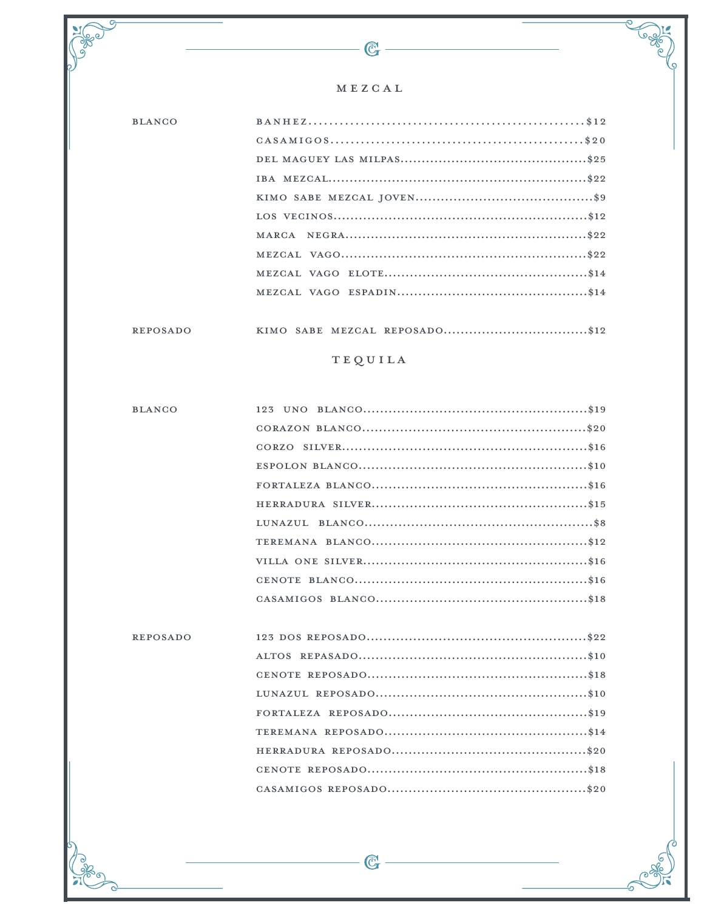# MEZCAL

| | | |
|---|---|---|
| BLANCO | BANHEZ | $12 |
| | CASAMIGOS | $20 |
| | DEL MAGUEY LAS MILPAS | $25 |
| | IBA MEZCAL | $22 |
| | KIMO SABE MEZCAL JOVEN | $9 |
| | LOS VECINOS | $12 |
| | MARCA NEGRA | $22 |
| | MEZCAL VAGO | $22 |
| | MEZCAL VAGO ELOTE | $14 |
| | MEZCAL VAGO ESPADIN | $14 |
| REPOSADO | KIMO SABE MEZCAL REPOSADO | $12 |

# TEQUILA

| | | |
|---|---|---|
| BLANCO | 123 UNO BLANCO | $19 |
| | CORAZON BLANCO | $20 |
| | CORZO SILVER | $16 |
| | ESPOLON BLANCO | $10 |
| | FORTALEZA BLANCO | $16 |
| | HERRADURA SILVER | $15 |
| | LUNAZUL BLANCO | $8 |
| | TEREMANA BLANCO | $12 |
| | VILLA ONE SILVER | $16 |
| | CENOTE BLANCO | $16 |
| | CASAMIGOS BLANCO | $18 |
| REPOSADO | 123 DOS REPOSADO | $22 |
| | ALTOS REPASADO | $10 |
| | CENOTE REPOSADO | $18 |
| | LUNAZUL REPOSADO | $10 |
| | FORTALEZA REPOSADO | $19 |
| | TEREMANA REPOSADO | $14 |
| | HERRADURA REPOSADO | $20 |
| | CENOTE REPOSADO | $18 |
| | CASAMIGOS REPOSADO | $20 |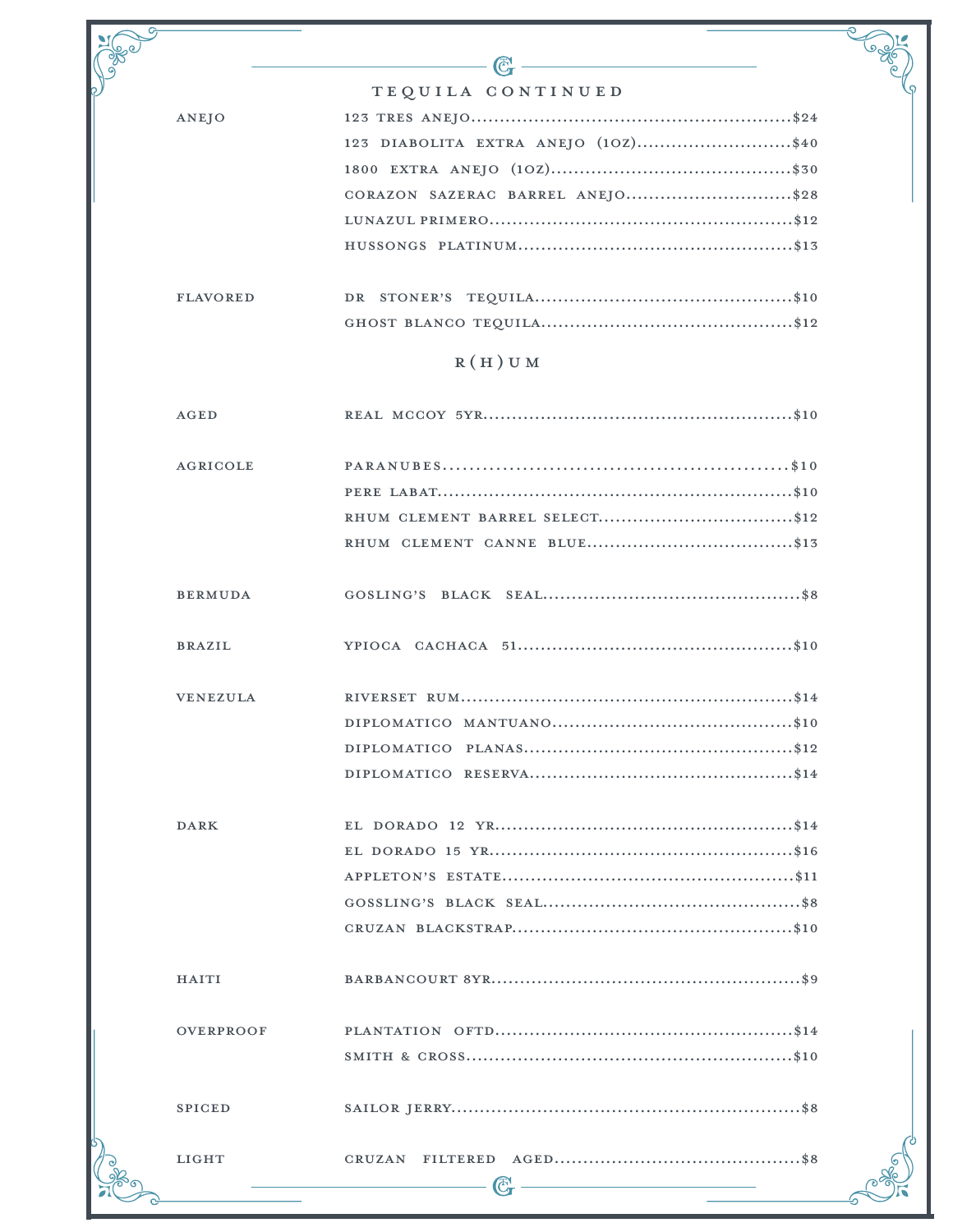## TEQUILA CONTINUED

| | | |
|---|---|---|
| ANEJO | 123 TRES ANEJO | $24 |
| | 123 DIABOLITA EXTRA ANEJO (1OZ) | $40 |
| | 1800 EXTRA ANEJO (1OZ) | $30 |
| | CORAZON SAZERAC BARREL ANEJO | $28 |
| | LUNAZUL PRIMERO | $12 |
| | HUSSONGS PLATINUM | $13 |
| FLAVORED | DR STONER'S TEQUILA | $10 |
| | GHOST BLANCO TEQUILA | $12 |

## R(H)UM

| | | |
|---|---|---|
| AGED | REAL MCCOY 5YR | $10 |
| AGRICOLE | PARANUBES | $10 |
| | PERE LABAT | $10 |
| | RHUM CLEMENT BARREL SELECT | $12 |
| | RHUM CLEMENT CANNE BLUE | $13 |
| BERMUDA | GOSLING'S BLACK SEAL | $8 |
| BRAZIL | YPIOCA CACHACA 51 | $10 |
| VENEZULA | RIVERSET RUM | $14 |
| | DIPLOMATICO MANTUANO | $10 |
| | DIPLOMATICO PLANAS | $12 |
| | DIPLOMATICO RESERVA | $14 |
| DARK | EL DORADO 12 YR | $14 |
| | EL DORADO 15 YR | $16 |
| | APPLETON'S ESTATE | $11 |
| | GOSSLING'S BLACK SEAL | $8 |
| | CRUZAN BLACKSTRAP | $10 |
| HAITI | BARBANCOURT 8YR | $9 |
| OVERPROOF | PLANTATION OFTD | $14 |
| | SMITH & CROSS | $10 |
| SPICED | SAILOR JERRY | $8 |
| LIGHT | CRUZAN FILTERED AGED | $8 |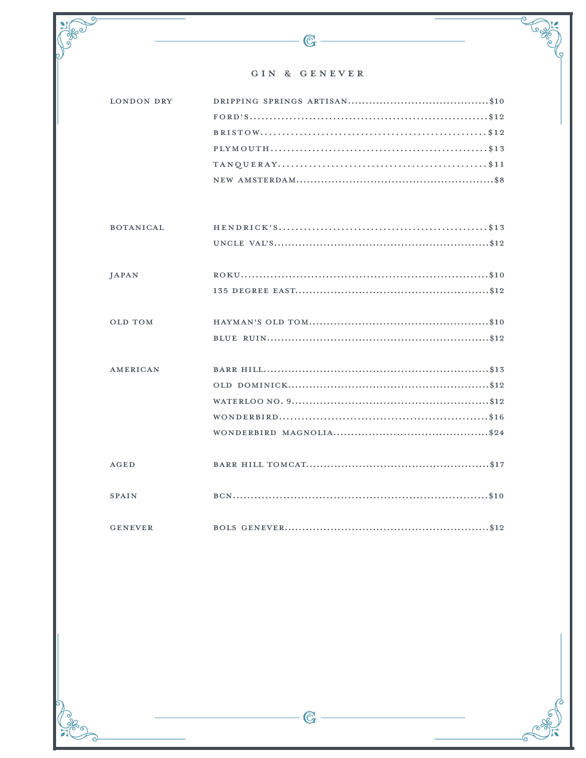# GIN & GENEVER

| Category | Item | Price |
|---|---|---|
| LONDON DRY | DRIPPING SPRINGS ARTISAN | $10 |
| | FORD'S | $12 |
| | BRISTOW | $12 |
| | PLYMOUTH | $13 |
| | TANQUERAY | $11 |
| | NEW AMSTERDAM | $8 |
| BOTANICAL | HENDRICK'S | $13 |
| | UNCLE VAL'S | $12 |
| JAPAN | ROKU | $10 |
| | 135 DEGREE EAST | $12 |
| OLD TOM | HAYMAN'S OLD TOM | $10 |
| | BLUE RUIN | $12 |
| AMERICAN | BARR HILL | $13 |
| | OLD DOMINICK | $12 |
| | WATERLOO NO. 9 | $12 |
| | WONDERBIRD | $16 |
| | WONDERBIRD MAGNOLIA | $24 |
| AGED | BARR HILL TOMCAT | $17 |
| SPAIN | BCN | $10 |
| GENEVER | BOLS GENEVER | $12 |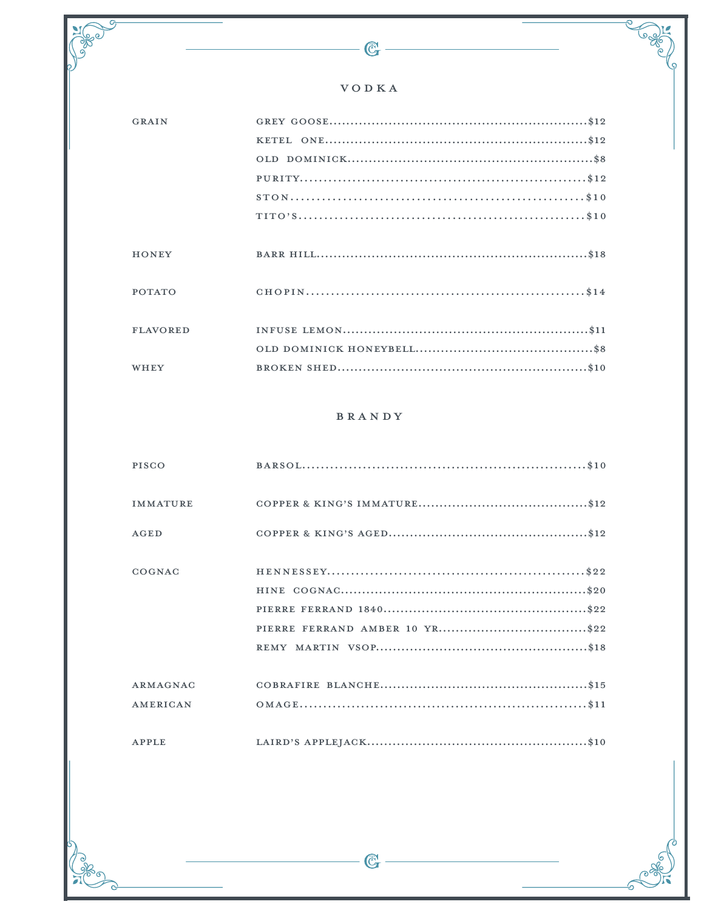## VODKA

| | | |
|---|---|---|
| GRAIN | GREY GOOSE | $12 |
| | KETEL ONE | $12 |
| | OLD DOMINICK | $8 |
| | PURITY | $12 |
| | STON | $10 |
| | TITO'S | $10 |
| HONEY | BARR HILL | $18 |
| POTATO | CHOPIN | $14 |
| FLAVORED | INFUSE LEMON | $11 |
| | OLD DOMINICK HONEYBELL | $8 |
| WHEY | BROKEN SHED | $10 |

## BRANDY

| | | |
|---|---|---|
| PISCO | BARSOL | $10 |
| IMMATURE | COPPER & KING'S IMMATURE | $12 |
| AGED | COPPER & KING'S AGED | $12 |
| COGNAC | HENNESSEY | $22 |
| | HINE COGNAC | $20 |
| | PIERRE FERRAND 1840 | $22 |
| | PIERRE FERRAND AMBER 10 YR | $22 |
| | REMY MARTIN VSOP | $18 |
| ARMAGNAC | COBRAFIRE BLANCHE | $15 |
| AMERICAN | OMAGE | $11 |
| APPLE | LAIRD'S APPLEJACK | $10 |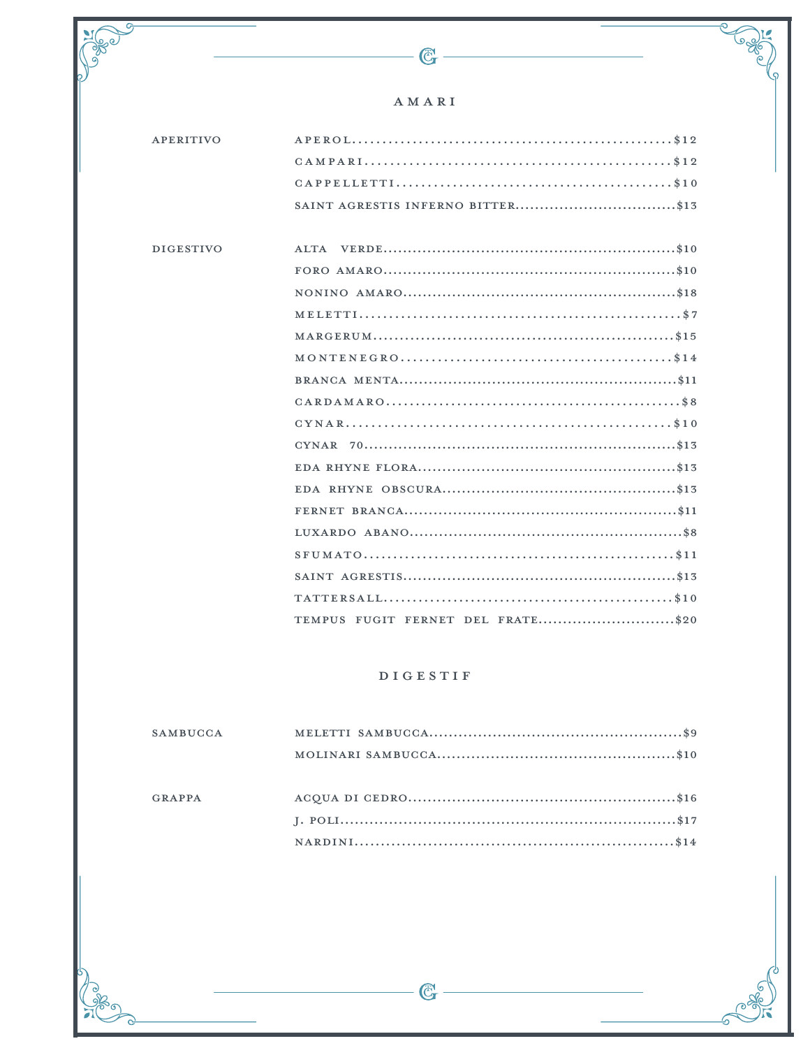## AMARI

| | | |
|---|---|---|
| APERITIVO | APEROL | $12 |
| | CAMPARI | $12 |
| | CAPPELLETTI | $10 |
| | SAINT AGRESTIS INFERNO BITTER | $13 |
| DIGESTIVO | ALTA VERDE | $10 |
| | FORO AMARO | $10 |
| | NONINO AMARO | $18 |
| | MELETTI | $7 |
| | MARGERUM | $15 |
| | MONTENEGRO | $14 |
| | BRANCA MENTA | $11 |
| | CARDAMARO | $8 |
| | CYNAR | $10 |
| | CYNAR 70 | $13 |
| | EDA RHYNE FLORA | $13 |
| | EDA RHYNE OBSCURA | $13 |
| | FERNET BRANCA | $11 |
| | LUXARDO ABANO | $8 |
| | SFUMATO | $11 |
| | SAINT AGRESTIS | $13 |
| | TATTERSALL | $10 |
| | TEMPUS FUGIT FERNET DEL FRATE | $20 |

## DIGESTIF

| | | |
|---|---|---|
| SAMBUCCA | MELETTI SAMBUCCA | $9 |
| | MOLINARI SAMBUCCA | $10 |
| GRAPPA | ACQUA DI CEDRO | $16 |
| | J. POLI | $17 |
| | NARDINI | $14 |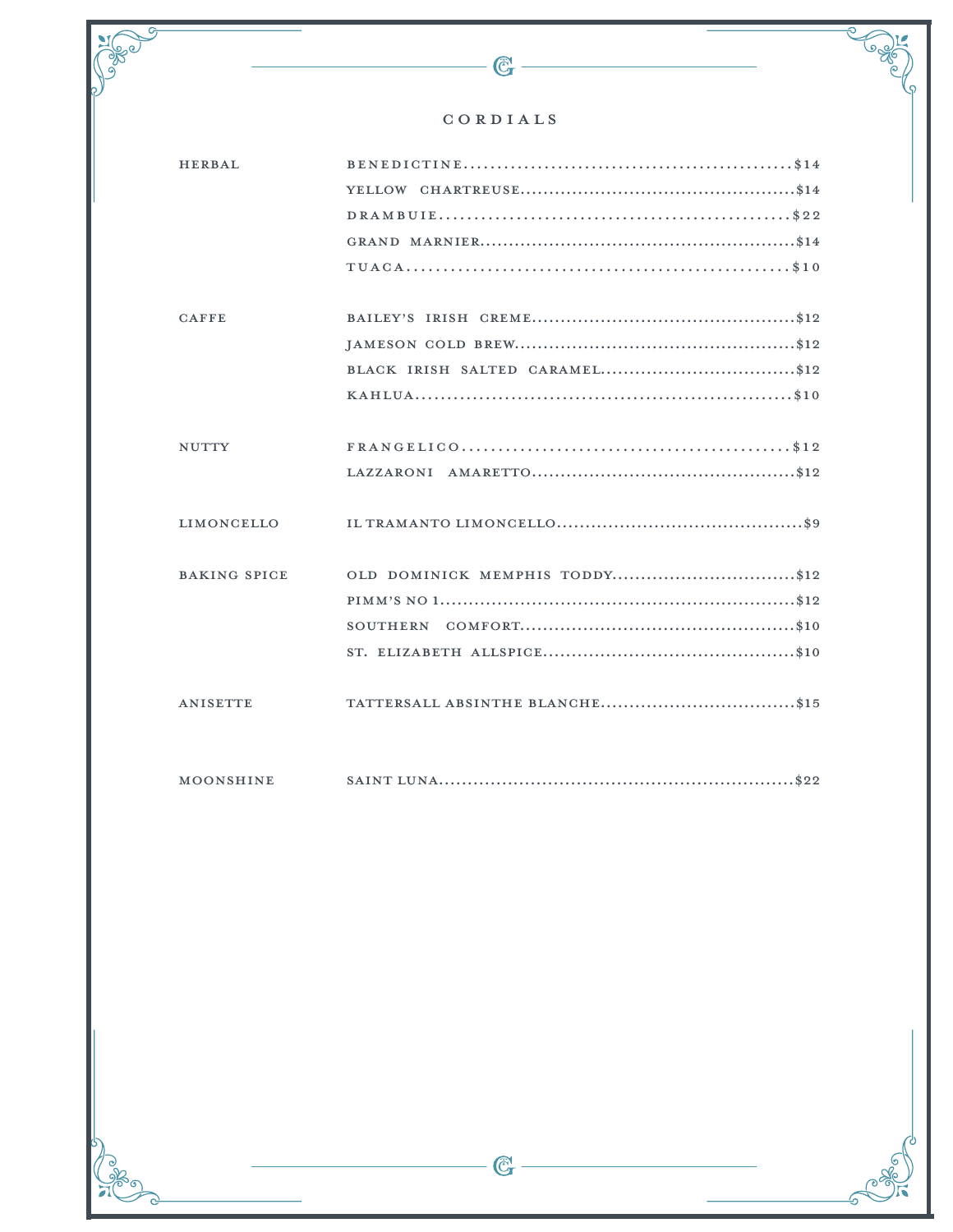# CORDIALS

| Category | Item | Price |
|---|---|---|
| HERBAL | BENEDICTINE | $14 |
| | YELLOW CHARTREUSE | $14 |
| | DRAMBUIE | $22 |
| | GRAND MARNIER | $14 |
| | TUACA | $10 |
| CAFFE | BAILEY'S IRISH CREME | $12 |
| | JAMESON COLD BREW | $12 |
| | BLACK IRISH SALTED CARAMEL | $12 |
| | KAHLUA | $10 |
| NUTTY | FRANGELICO | $12 |
| | LAZZARONI AMARETTO | $12 |
| LIMONCELLO | IL TRAMANTO LIMONCELLO | $9 |
| BAKING SPICE | OLD DOMINICK MEMPHIS TODDY | $12 |
| | PIMM'S NO 1 | $12 |
| | SOUTHERN COMFORT | $10 |
| | ST. ELIZABETH ALLSPICE | $10 |
| ANISETTE | TATTERSALL ABSINTHE BLANCHE | $15 |
| MOONSHINE | SAINT LUNA | $22 |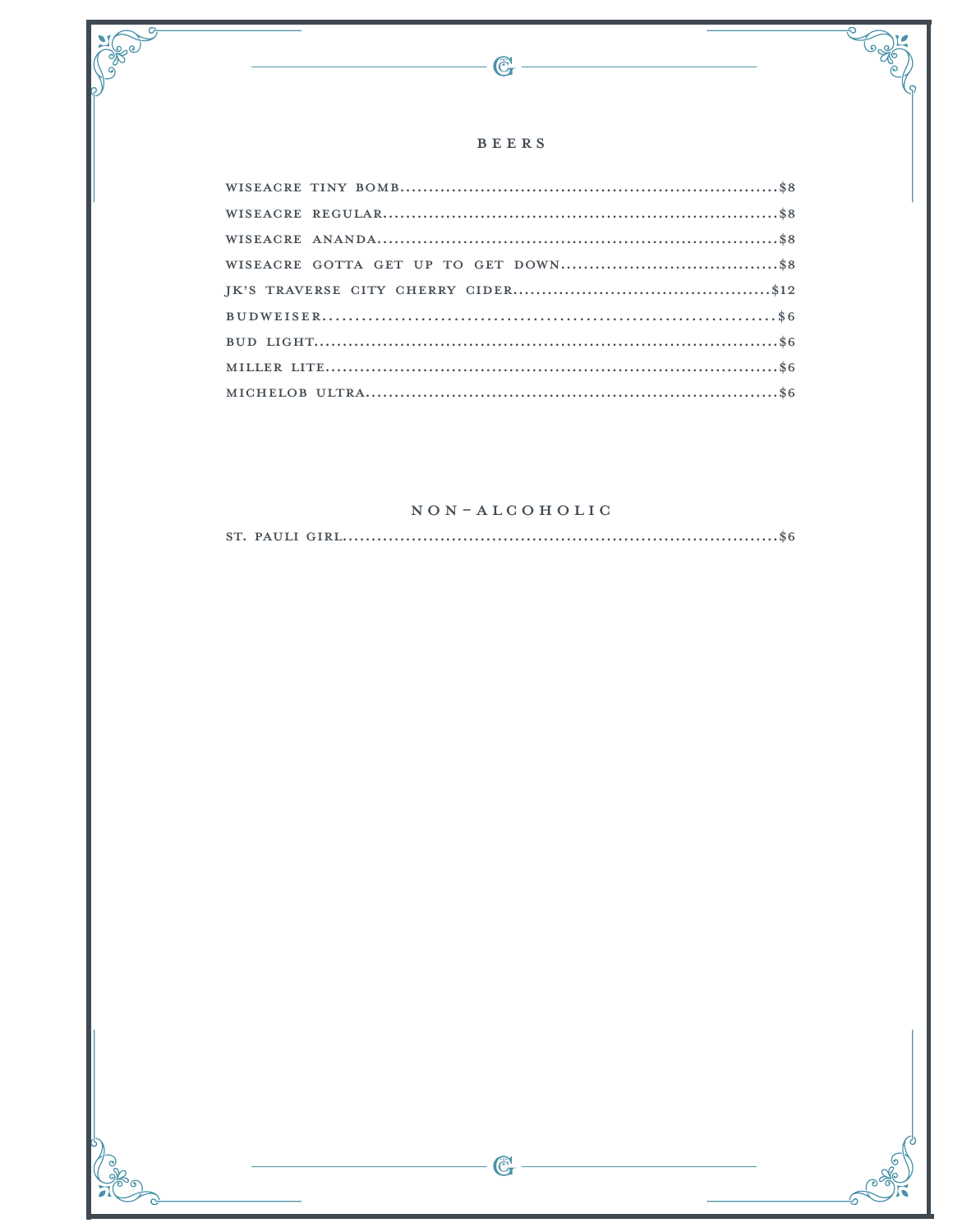## BEERS

WISEACRE TINY BOMB........................................................$8

WISEACRE REGULAR........................................................$8

WISEACRE ANANDA........................................................$8

WISEACRE GOTTA GET UP TO GET DOWN........................................................$8

JK'S TRAVERSE CITY CHERRY CIDER........................................................$12

BUDWEISER........................................................$6

BUD LIGHT........................................................$6

MILLER LITE........................................................$6

MICHELOB ULTRA........................................................$6

## NON-ALCOHOLIC

ST. PAULI GIRL........................................................$6